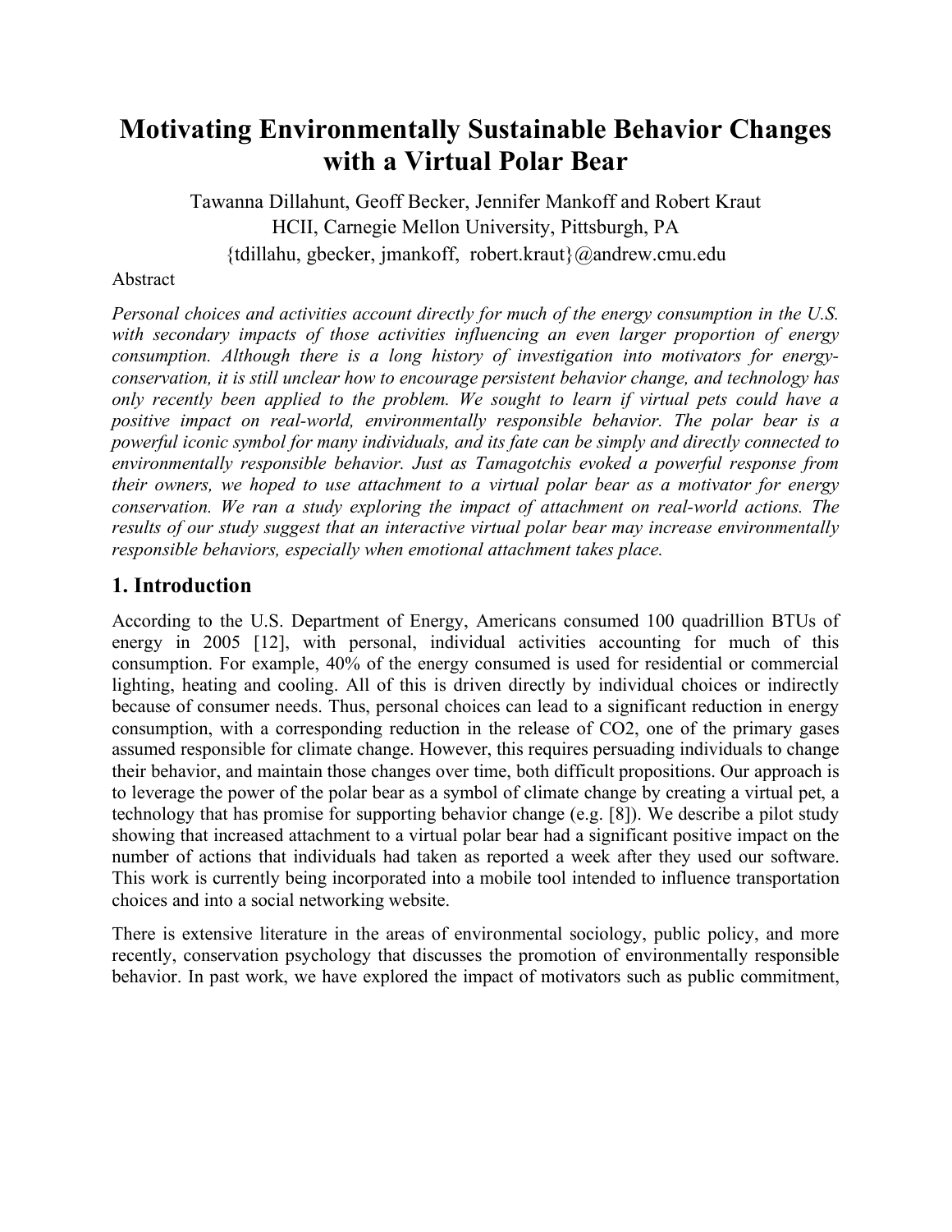# Motivating Environmentally Sustainable Behavior Changes with a Virtual Polar Bear

Tawanna Dillahunt, Geoff Becker, Jennifer Mankoff and Robert Kraut
HCII, Carnegie Mellon University, Pittsburgh, PA
{tdillahu, gbecker, jmankoff, robert.kraut}@andrew.cmu.edu

Abstract

*Personal choices and activities account directly for much of the energy consumption in the U.S. with secondary impacts of those activities influencing an even larger proportion of energy consumption. Although there is a long history of investigation into motivators for energy-conservation, it is still unclear how to encourage persistent behavior change, and technology has only recently been applied to the problem. We sought to learn if virtual pets could have a positive impact on real-world, environmentally responsible behavior. The polar bear is a powerful iconic symbol for many individuals, and its fate can be simply and directly connected to environmentally responsible behavior. Just as Tamagotchis evoked a powerful response from their owners, we hoped to use attachment to a virtual polar bear as a motivator for energy conservation. We ran a study exploring the impact of attachment on real-world actions. The results of our study suggest that an interactive virtual polar bear may increase environmentally responsible behaviors, especially when emotional attachment takes place.*

## 1. Introduction

According to the U.S. Department of Energy, Americans consumed 100 quadrillion BTUs of energy in 2005 [12], with personal, individual activities accounting for much of this consumption. For example, 40% of the energy consumed is used for residential or commercial lighting, heating and cooling. All of this is driven directly by individual choices or indirectly because of consumer needs. Thus, personal choices can lead to a significant reduction in energy consumption, with a corresponding reduction in the release of $CO_2$, one of the primary gases assumed responsible for climate change. However, this requires persuading individuals to change their behavior, and maintain those changes over time, both difficult propositions. Our approach is to leverage the power of the polar bear as a symbol of climate change by creating a virtual pet, a technology that has promise for supporting behavior change (e.g. [8]). We describe a pilot study showing that increased attachment to a virtual polar bear had a significant positive impact on the number of actions that individuals had taken as reported a week after they used our software. This work is currently being incorporated into a mobile tool intended to influence transportation choices and into a social networking website.

There is extensive literature in the areas of environmental sociology, public policy, and more recently, conservation psychology that discusses the promotion of environmentally responsible behavior. In past work, we have explored the impact of motivators such as public commitment,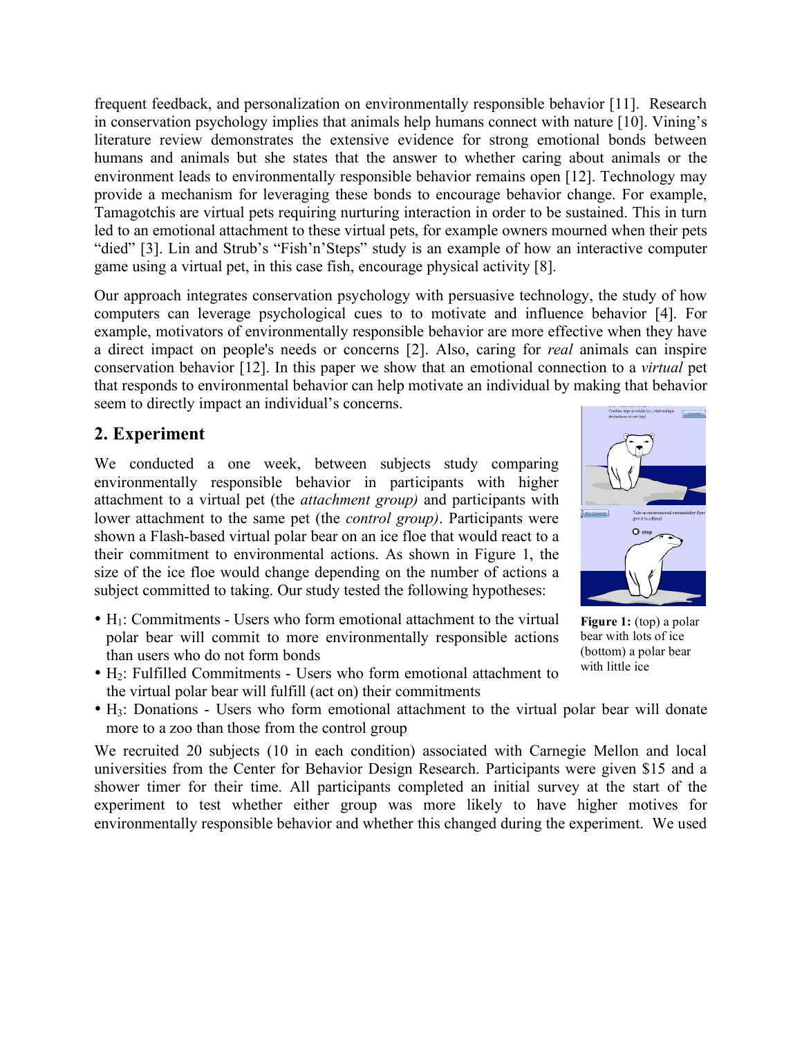frequent feedback, and personalization on environmentally responsible behavior [11]. Research in conservation psychology implies that animals help humans connect with nature [10]. Vining's literature review demonstrates the extensive evidence for strong emotional bonds between humans and animals but she states that the answer to whether caring about animals or the environment leads to environmentally responsible behavior remains open [12]. Technology may provide a mechanism for leveraging these bonds to encourage behavior change. For example, Tamagotchis are virtual pets requiring nurturing interaction in order to be sustained. This in turn led to an emotional attachment to these virtual pets, for example owners mourned when their pets "died" [3]. Lin and Strub's "Fish'n'Steps" study is an example of how an interactive computer game using a virtual pet, in this case fish, encourage physical activity [8].

Our approach integrates conservation psychology with persuasive technology, the study of how computers can leverage psychological cues to to motivate and influence behavior [4]. For example, motivators of environmentally responsible behavior are more effective when they have a direct impact on people's needs or concerns [2]. Also, caring for *real* animals can inspire conservation behavior [12]. In this paper we show that an emotional connection to a *virtual* pet that responds to environmental behavior can help motivate an individual by making that behavior seem to directly impact an individual's concerns.

## 2. Experiment

We conducted a one week, between subjects study comparing environmentally responsible behavior in participants with higher attachment to a virtual pet (the *attachment group)* and participants with lower attachment to the same pet (the *control group)*. Participants were shown a Flash-based virtual polar bear on an ice floe that would react to a their commitment to environmental actions. As shown in Figure 1, the size of the ice floe would change depending on the number of actions a subject committed to taking. Our study tested the following hypotheses:

**Figure 1:** (top) a polar bear with lots of ice (bottom) a polar bear with little ice

- $H_1$: Commitments - Users who form emotional attachment to the virtual polar bear will commit to more environmentally responsible actions than users who do not form bonds
- $H_2$: Fulfilled Commitments - Users who form emotional attachment to the virtual polar bear will fulfill (act on) their commitments
- $H_3$: Donations - Users who form emotional attachment to the virtual polar bear will donate more to a zoo than those from the control group

We recruited 20 subjects (10 in each condition) associated with Carnegie Mellon and local universities from the Center for Behavior Design Research. Participants were given $15 and a shower timer for their time. All participants completed an initial survey at the start of the experiment to test whether either group was more likely to have higher motives for environmentally responsible behavior and whether this changed during the experiment. We used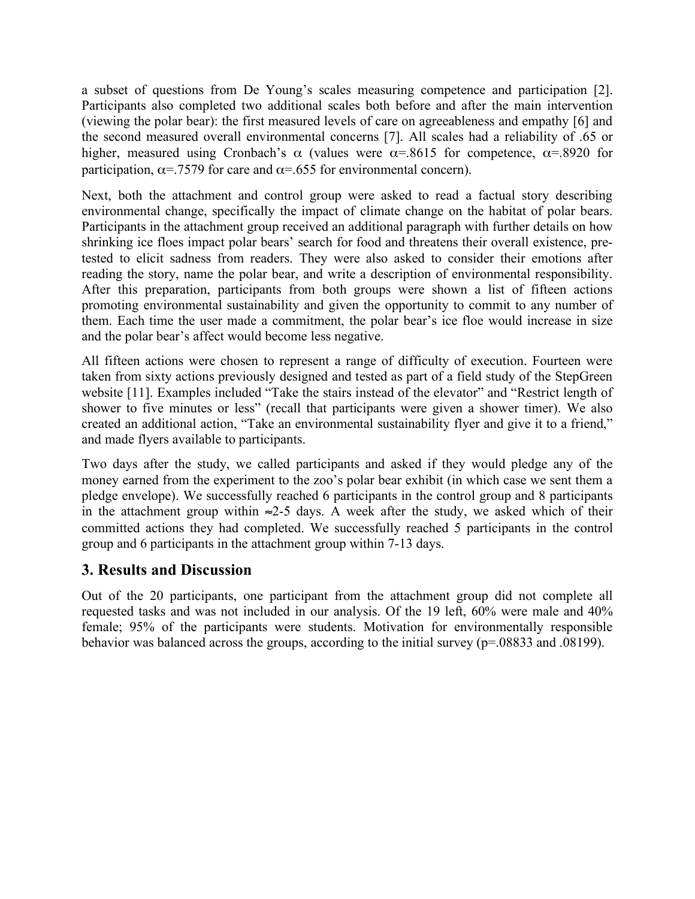a subset of questions from De Young's scales measuring competence and participation [2]. Participants also completed two additional scales both before and after the main intervention (viewing the polar bear): the first measured levels of care on agreeableness and empathy [6] and the second measured overall environmental concerns [7]. All scales had a reliability of .65 or higher, measured using Cronbach's $\alpha$ (values were $\alpha$=.8615 for competence, $\alpha$=.8920 for participation, $\alpha$=.7579 for care and $\alpha$=.655 for environmental concern).

Next, both the attachment and control group were asked to read a factual story describing environmental change, specifically the impact of climate change on the habitat of polar bears. Participants in the attachment group received an additional paragraph with further details on how shrinking ice floes impact polar bears' search for food and threatens their overall existence, pre-tested to elicit sadness from readers. They were also asked to consider their emotions after reading the story, name the polar bear, and write a description of environmental responsibility. After this preparation, participants from both groups were shown a list of fifteen actions promoting environmental sustainability and given the opportunity to commit to any number of them. Each time the user made a commitment, the polar bear's ice floe would increase in size and the polar bear's affect would become less negative.

All fifteen actions were chosen to represent a range of difficulty of execution. Fourteen were taken from sixty actions previously designed and tested as part of a field study of the StepGreen website [11]. Examples included "Take the stairs instead of the elevator" and "Restrict length of shower to five minutes or less" (recall that participants were given a shower timer). We also created an additional action, "Take an environmental sustainability flyer and give it to a friend," and made flyers available to participants.

Two days after the study, we called participants and asked if they would pledge any of the money earned from the experiment to the zoo's polar bear exhibit (in which case we sent them a pledge envelope). We successfully reached 6 participants in the control group and 8 participants in the attachment group within $\approx$2-5 days. A week after the study, we asked which of their committed actions they had completed. We successfully reached 5 participants in the control group and 6 participants in the attachment group within 7-13 days.

## 3. Results and Discussion

Out of the 20 participants, one participant from the attachment group did not complete all requested tasks and was not included in our analysis. Of the 19 left, 60% were male and 40% female; 95% of the participants were students. Motivation for environmentally responsible behavior was balanced across the groups, according to the initial survey (p=.08833 and .08199).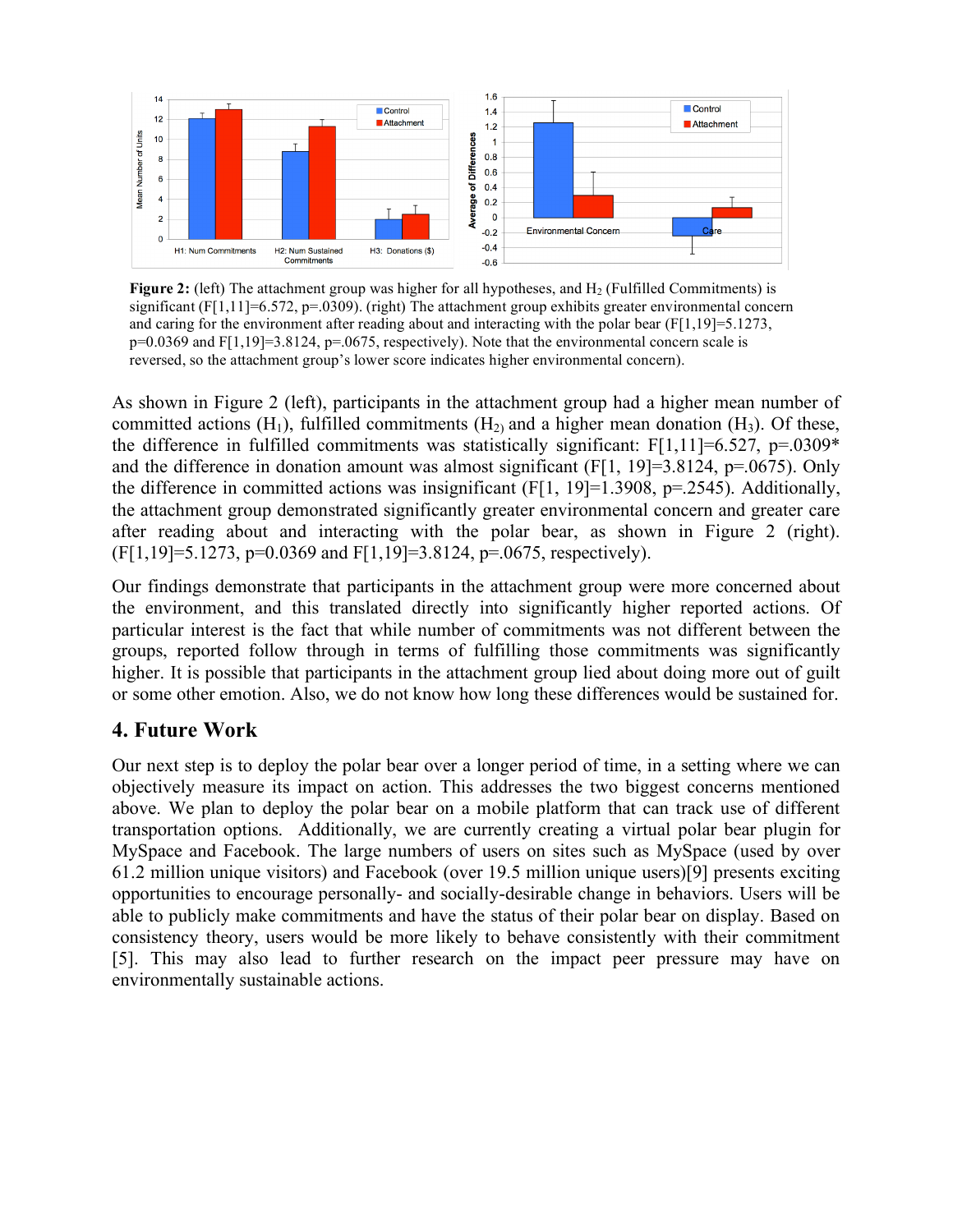**Figure 2:** (left) The attachment group was higher for all hypotheses, and $H_2$ (Fulfilled Commitments) is significant ($F[1,11]=6.572$, $p=.0309$). (right) The attachment group exhibits greater environmental concern and caring for the environment after reading about and interacting with the polar bear ($F[1,19]=5.1273$, $p=0.0369$ and $F[1,19]=3.8124$, $p=.0675$, respectively). Note that the environmental concern scale is reversed, so the attachment group's lower score indicates higher environmental concern).

As shown in Figure 2 (left), participants in the attachment group had a higher mean number of committed actions ($H_1$), fulfilled commitments ($H_2$) and a higher mean donation ($H_3$). Of these, the difference in fulfilled commitments was statistically significant: $F[1,11]=6.527$, $p=.0309$* and the difference in donation amount was almost significant ($F[1, 19]=3.8124$, $p=.0675$). Only the difference in committed actions was insignificant ($F[1, 19]=1.3908$, $p=.2545$). Additionally, the attachment group demonstrated significantly greater environmental concern and greater care after reading about and interacting with the polar bear, as shown in Figure 2 (right). ($F[1,19]=5.1273$, $p=0.0369$ and $F[1,19]=3.8124$, $p=.0675$, respectively).

Our findings demonstrate that participants in the attachment group were more concerned about the environment, and this translated directly into significantly higher reported actions. Of particular interest is the fact that while number of commitments was not different between the groups, reported follow through in terms of fulfilling those commitments was significantly higher. It is possible that participants in the attachment group lied about doing more out of guilt or some other emotion. Also, we do not know how long these differences would be sustained for.

## 4. Future Work

Our next step is to deploy the polar bear over a longer period of time, in a setting where we can objectively measure its impact on action. This addresses the two biggest concerns mentioned above. We plan to deploy the polar bear on a mobile platform that can track use of different transportation options. Additionally, we are currently creating a virtual polar bear plugin for MySpace and Facebook. The large numbers of users on sites such as MySpace (used by over 61.2 million unique visitors) and Facebook (over 19.5 million unique users)[9] presents exciting opportunities to encourage personally- and socially-desirable change in behaviors. Users will be able to publicly make commitments and have the status of their polar bear on display. Based on consistency theory, users would be more likely to behave consistently with their commitment [5]. This may also lead to further research on the impact peer pressure may have on environmentally sustainable actions.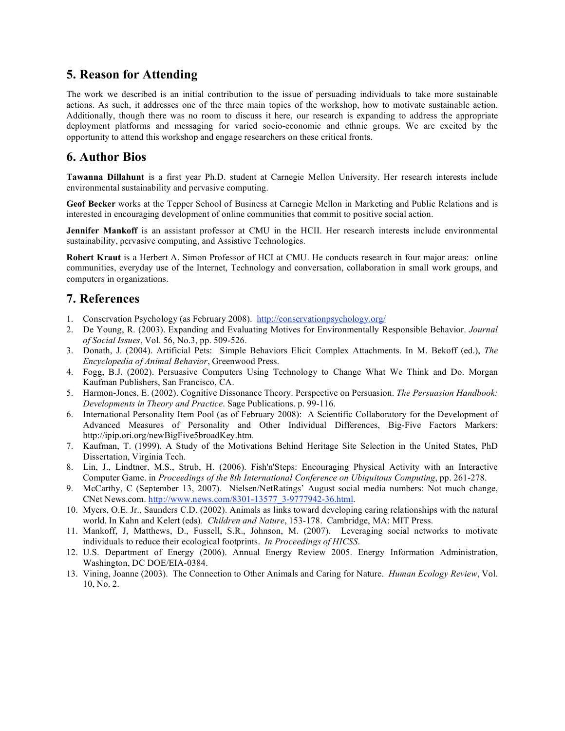## 5. Reason for Attending

The work we described is an initial contribution to the issue of persuading individuals to take more sustainable actions. As such, it addresses one of the three main topics of the workshop, how to motivate sustainable action. Additionally, though there was no room to discuss it here, our research is expanding to address the appropriate deployment platforms and messaging for varied socio-economic and ethnic groups. We are excited by the opportunity to attend this workshop and engage researchers on these critical fronts.

## 6. Author Bios

**Tawanna Dillahunt** is a first year Ph.D. student at Carnegie Mellon University. Her research interests include environmental sustainability and pervasive computing.

**Geof Becker** works at the Tepper School of Business at Carnegie Mellon in Marketing and Public Relations and is interested in encouraging development of online communities that commit to positive social action.

**Jennifer Mankoff** is an assistant professor at CMU in the HCII. Her research interests include environmental sustainability, pervasive computing, and Assistive Technologies.

**Robert Kraut** is a Herbert A. Simon Professor of HCI at CMU. He conducts research in four major areas: online communities, everyday use of the Internet, Technology and conversation, collaboration in small work groups, and computers in organizations.

## 7. References

1. Conservation Psychology (as February 2008). http://conservationpsychology.org/
2. De Young, R. (2003). Expanding and Evaluating Motives for Environmentally Responsible Behavior. *Journal of Social Issues*, Vol. 56, No.3, pp. 509-526.
3. Donath, J. (2004). Artificial Pets: Simple Behaviors Elicit Complex Attachments. In M. Bekoff (ed.), *The Encyclopedia of Animal Behavior*, Greenwood Press.
4. Fogg, B.J. (2002). Persuasive Computers Using Technology to Change What We Think and Do. Morgan Kaufman Publishers, San Francisco, CA.
5. Harmon-Jones, E. (2002). Cognitive Dissonance Theory. Perspective on Persuasion. *The Persuasion Handbook: Developments in Theory and Practice*. Sage Publications. p. 99-116.
6. International Personality Item Pool (as of February 2008): A Scientific Collaboratory for the Development of Advanced Measures of Personality and Other Individual Differences, Big-Five Factors Markers: http://ipip.ori.org/newBigFive5broadKey.htm.
7. Kaufman, T. (1999). A Study of the Motivations Behind Heritage Site Selection in the United States, PhD Dissertation, Virginia Tech.
8. Lin, J., Lindtner, M.S., Strub, H. (2006). Fish'n'Steps: Encouraging Physical Activity with an Interactive Computer Game. in *Proceedings of the 8th International Conference on Ubiquitous Computing*, pp. 261-278.
9. McCarthy, C (September 13, 2007). Nielsen/NetRatings' August social media numbers: Not much change, CNet News.com. http://www.news.com/8301-13577_3-9777942-36.html.
10. Myers, O.E. Jr., Saunders C.D. (2002). Animals as links toward developing caring relationships with the natural world. In Kahn and Kelert (eds). *Children and Nature*, 153-178. Cambridge, MA: MIT Press.
11. Mankoff, J, Matthews, D., Fussell, S.R., Johnson, M. (2007). Leveraging social networks to motivate individuals to reduce their ecological footprints. *In Proceedings of HICSS*.
12. U.S. Department of Energy (2006). Annual Energy Review 2005. Energy Information Administration, Washington, DC DOE/EIA-0384.
13. Vining, Joanne (2003). The Connection to Other Animals and Caring for Nature. *Human Ecology Review*, Vol. 10, No. 2.